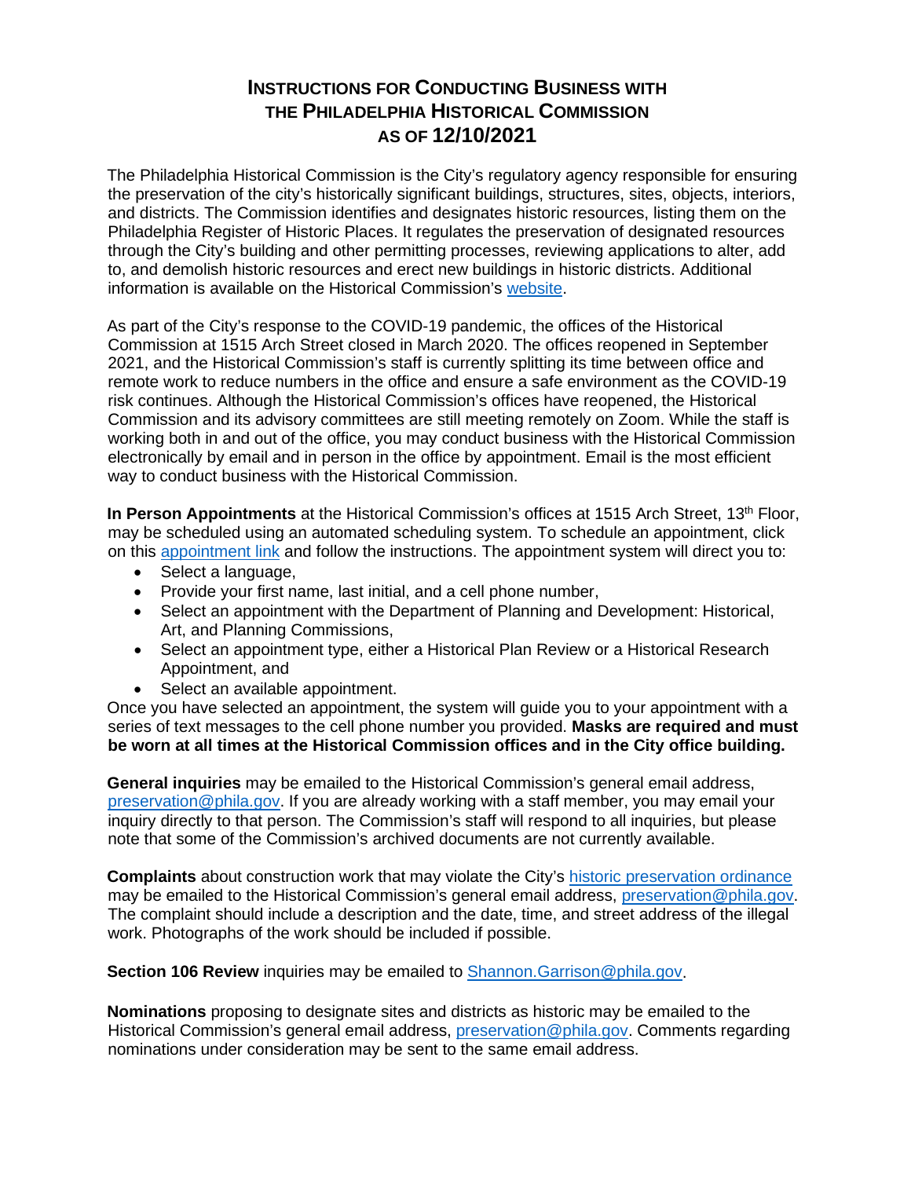# INSTRUCTIONS FOR CONDUCTING BUSINESS WITH THE PHILADELPHIA HISTORICAL COMMISSION AS OF 12/10/2021

The Philadelphia Historical Commission is the City's regulatory agency responsible for ensuring the preservation of the city's historically significant buildings, structures, sites, objects, interiors, and districts. The Commission identifies and designates historic resources, listing them on the Philadelphia Register of Historic Places. It regulates the preservation of designated resources through the City's building and other permitting processes, reviewing applications to alter, add to, and demolish historic resources and erect new buildings in historic districts. Additional information is available on the Historical Commission's website.

As part of the City's response to the COVID-19 pandemic, the offices of the Historical Commission at 1515 Arch Street closed in March 2020. The offices reopened in September 2021, and the Historical Commission's staff is currently splitting its time between office and remote work to reduce numbers in the office and ensure a safe environment as the COVID-19 risk continues. Although the Historical Commission's offices have reopened, the Historical Commission and its advisory committees are still meeting remotely on Zoom. While the staff is working both in and out of the office, you may conduct business with the Historical Commission electronically by email and in person in the office by appointment. Email is the most efficient way to conduct business with the Historical Commission.

**In Person Appointments** at the Historical Commission's offices at 1515 Arch Street, 13th Floor, may be scheduled using an automated scheduling system. To schedule an appointment, click on this appointment link and follow the instructions. The appointment system will direct you to:

- Select a language,
- Provide your first name, last initial, and a cell phone number,
- Select an appointment with the Department of Planning and Development: Historical, Art, and Planning Commissions,
- Select an appointment type, either a Historical Plan Review or a Historical Research Appointment, and
- Select an available appointment.

Once you have selected an appointment, the system will guide you to your appointment with a series of text messages to the cell phone number you provided. **Masks are required and must be worn at all times at the Historical Commission offices and in the City office building.**

**General inquiries** may be emailed to the Historical Commission's general email address, preservation@phila.gov. If you are already working with a staff member, you may email your inquiry directly to that person. The Commission's staff will respond to all inquiries, but please note that some of the Commission's archived documents are not currently available.

**Complaints** about construction work that may violate the City's historic preservation ordinance may be emailed to the Historical Commission's general email address, preservation@phila.gov. The complaint should include a description and the date, time, and street address of the illegal work. Photographs of the work should be included if possible.

**Section 106 Review** inquiries may be emailed to Shannon.Garrison@phila.gov.

**Nominations** proposing to designate sites and districts as historic may be emailed to the Historical Commission's general email address, preservation@phila.gov. Comments regarding nominations under consideration may be sent to the same email address.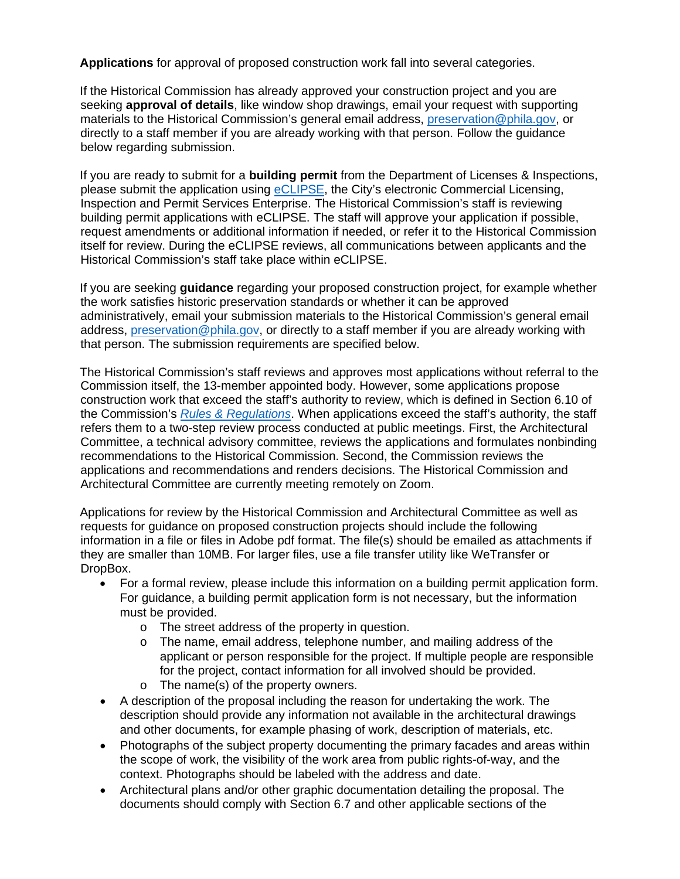**Applications** for approval of proposed construction work fall into several categories.

If the Historical Commission has already approved your construction project and you are seeking **approval of details**, like window shop drawings, email your request with supporting materials to the Historical Commission's general email address, [preservation@phila.gov](mailto:preservation@phila.gov), or directly to a staff member if you are already working with that person. Follow the guidance below regarding submission.

If you are ready to submit for a **building permit** from the Department of Licenses & Inspections, please submit the application using [eCLIPSE](), the City's electronic Commercial Licensing, Inspection and Permit Services Enterprise. The Historical Commission's staff is reviewing building permit applications with eCLIPSE. The staff will approve your application if possible, request amendments or additional information if needed, or refer it to the Historical Commission itself for review. During the eCLIPSE reviews, all communications between applicants and the Historical Commission's staff take place within eCLIPSE.

If you are seeking **guidance** regarding your proposed construction project, for example whether the work satisfies historic preservation standards or whether it can be approved administratively, email your submission materials to the Historical Commission's general email address, [preservation@phila.gov](mailto:preservation@phila.gov), or directly to a staff member if you are already working with that person. The submission requirements are specified below.

The Historical Commission's staff reviews and approves most applications without referral to the Commission itself, the 13-member appointed body. However, some applications propose construction work that exceed the staff's authority to review, which is defined in Section 6.10 of the Commission's [*Rules & Regulations*](). When applications exceed the staff's authority, the staff refers them to a two-step review process conducted at public meetings. First, the Architectural Committee, a technical advisory committee, reviews the applications and formulates nonbinding recommendations to the Historical Commission. Second, the Commission reviews the applications and recommendations and renders decisions. The Historical Commission and Architectural Committee are currently meeting remotely on Zoom.

Applications for review by the Historical Commission and Architectural Committee as well as requests for guidance on proposed construction projects should include the following information in a file or files in Adobe pdf format. The file(s) should be emailed as attachments if they are smaller than 10MB. For larger files, use a file transfer utility like WeTransfer or DropBox.

- For a formal review, please include this information on a building permit application form. For guidance, a building permit application form is not necessary, but the information must be provided.
  - The street address of the property in question.
  - The name, email address, telephone number, and mailing address of the applicant or person responsible for the project. If multiple people are responsible for the project, contact information for all involved should be provided.
  - The name(s) of the property owners.
- A description of the proposal including the reason for undertaking the work. The description should provide any information not available in the architectural drawings and other documents, for example phasing of work, description of materials, etc.
- Photographs of the subject property documenting the primary facades and areas within the scope of work, the visibility of the work area from public rights-of-way, and the context. Photographs should be labeled with the address and date.
- Architectural plans and/or other graphic documentation detailing the proposal. The documents should comply with Section 6.7 and other applicable sections of the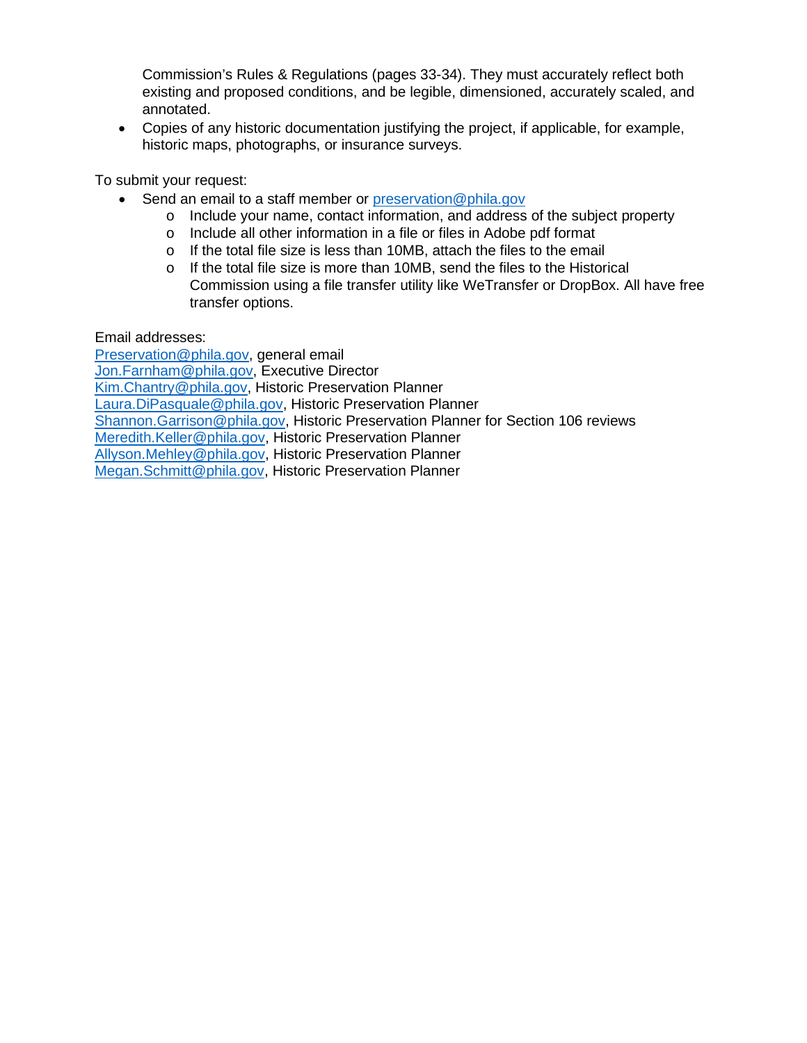Commission's Rules & Regulations (pages 33-34). They must accurately reflect both existing and proposed conditions, and be legible, dimensioned, accurately scaled, and annotated.

- Copies of any historic documentation justifying the project, if applicable, for example, historic maps, photographs, or insurance surveys.

To submit your request:

- Send an email to a staff member or preservation@phila.gov
  - Include your name, contact information, and address of the subject property
  - Include all other information in a file or files in Adobe pdf format
  - If the total file size is less than 10MB, attach the files to the email
  - If the total file size is more than 10MB, send the files to the Historical Commission using a file transfer utility like WeTransfer or DropBox. All have free transfer options.

Email addresses:
Preservation@phila.gov, general email
Jon.Farnham@phila.gov, Executive Director
Kim.Chantry@phila.gov, Historic Preservation Planner
Laura.DiPasquale@phila.gov, Historic Preservation Planner
Shannon.Garrison@phila.gov, Historic Preservation Planner for Section 106 reviews
Meredith.Keller@phila.gov, Historic Preservation Planner
Allyson.Mehley@phila.gov, Historic Preservation Planner
Megan.Schmitt@phila.gov, Historic Preservation Planner